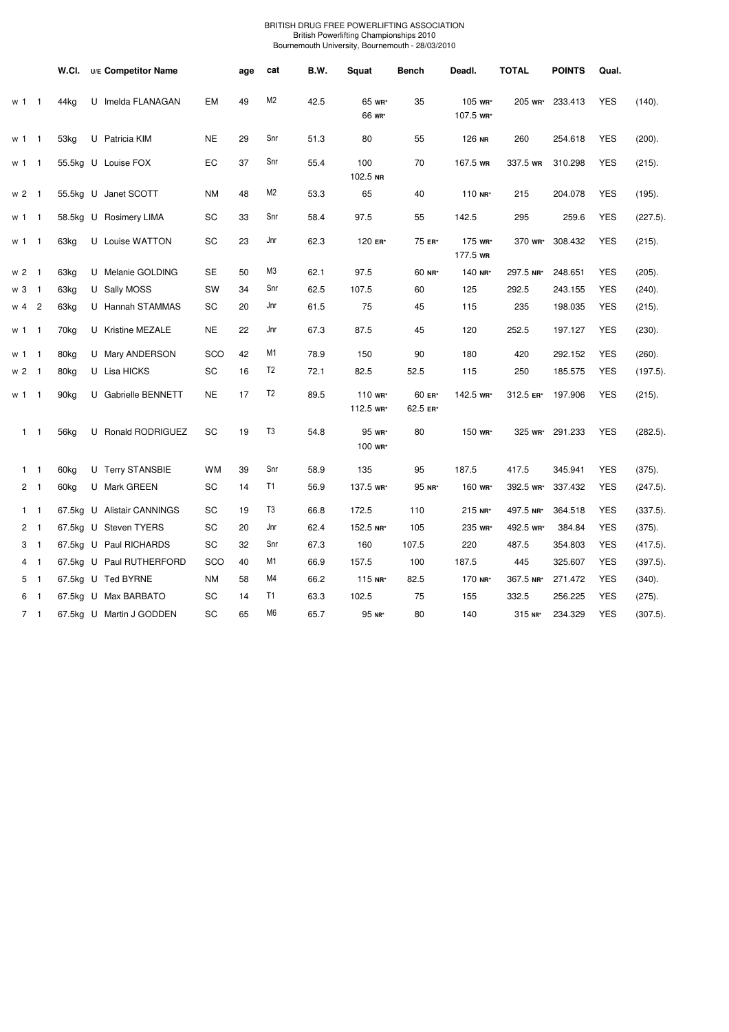BRITISH DRUG FREE POWERLIFTING ASSOCIATION
British Powerlifting Championships 2010
Bournemouth University, Bournemouth - 28/03/2010

| | | W.Cl. | U/E | Competitor Name | | age | cat | B.W. | Squat | Bench | Deadl. | TOTAL | POINTS | Qual. | |
|---|---|---|---|---|---|---|---|---|---|---|---|---|---|---|---|
| w 1 | 1 | 44kg | U | Imelda FLANAGAN | EM | 49 | M2 | 42.5 | 65 WR* 66 WR* | 35 | 105 WR* 107.5 WR* | 205 WR* | 233.413 | YES | (140). |
| w 1 | 1 | 53kg | U | Patricia KIM | NE | 29 | Snr | 51.3 | 80 | 55 | 126 NR | 260 | 254.618 | YES | (200). |
| w 1 | 1 | 55.5kg | U | Louise FOX | EC | 37 | Snr | 55.4 | 100 102.5 NR | 70 | 167.5 WR | 337.5 WR | 310.298 | YES | (215). |
| w 2 | 1 | 55.5kg | U | Janet SCOTT | NM | 48 | M2 | 53.3 | 65 | 40 | 110 NR* | 215 | 204.078 | YES | (195). |
| w 1 | 1 | 58.5kg | U | Rosimery LIMA | SC | 33 | Snr | 58.4 | 97.5 | 55 | 142.5 | 295 | 259.6 | YES | (227.5). |
| w 1 | 1 | 63kg | U | Louise WATTON | SC | 23 | Jnr | 62.3 | 120 ER* | 75 ER* | 175 WR* 177.5 WR | 370 WR* | 308.432 | YES | (215). |
| w 2 | 1 | 63kg | U | Melanie GOLDING | SE | 50 | M3 | 62.1 | 97.5 | 60 NR* | 140 NR* | 297.5 NR* | 248.651 | YES | (205). |
| w 3 | 1 | 63kg | U | Sally MOSS | SW | 34 | Snr | 62.5 | 107.5 | 60 | 125 | 292.5 | 243.155 | YES | (240). |
| w 4 | 2 | 63kg | U | Hannah STAMMAS | SC | 20 | Jnr | 61.5 | 75 | 45 | 115 | 235 | 198.035 | YES | (215). |
| w 1 | 1 | 70kg | U | Kristine MEZALE | NE | 22 | Jnr | 67.3 | 87.5 | 45 | 120 | 252.5 | 197.127 | YES | (230). |
| w 1 | 1 | 80kg | U | Mary ANDERSON | SCO | 42 | M1 | 78.9 | 150 | 90 | 180 | 420 | 292.152 | YES | (260). |
| w 2 | 1 | 80kg | U | Lisa HICKS | SC | 16 | T2 | 72.1 | 82.5 | 52.5 | 115 | 250 | 185.575 | YES | (197.5). |
| w 1 | 1 | 90kg | U | Gabrielle BENNETT | NE | 17 | T2 | 89.5 | 110 WR* 112.5 WR* | 60 ER* 62.5 ER* | 142.5 WR* | 312.5 ER* | 197.906 | YES | (215). |
| 1 | 1 | 56kg | U | Ronald RODRIGUEZ | SC | 19 | T3 | 54.8 | 95 WR* 100 WR* | 80 | 150 WR* | 325 WR* | 291.233 | YES | (282.5). |
| 1 | 1 | 60kg | U | Terry STANSBIE | WM | 39 | Snr | 58.9 | 135 | 95 | 187.5 | 417.5 | 345.941 | YES | (375). |
| 2 | 1 | 60kg | U | Mark GREEN | SC | 14 | T1 | 56.9 | 137.5 WR* | 95 NR* | 160 WR* | 392.5 WR* | 337.432 | YES | (247.5). |
| 1 | 1 | 67.5kg | U | Alistair CANNINGS | SC | 19 | T3 | 66.8 | 172.5 | 110 | 215 NR* | 497.5 NR* | 364.518 | YES | (337.5). |
| 2 | 1 | 67.5kg | U | Steven TYERS | SC | 20 | Jnr | 62.4 | 152.5 NR* | 105 | 235 WR* | 492.5 WR* | 384.84 | YES | (375). |
| 3 | 1 | 67.5kg | U | Paul RICHARDS | SC | 32 | Snr | 67.3 | 160 | 107.5 | 220 | 487.5 | 354.803 | YES | (417.5). |
| 4 | 1 | 67.5kg | U | Paul RUTHERFORD | SCO | 40 | M1 | 66.9 | 157.5 | 100 | 187.5 | 445 | 325.607 | YES | (397.5). |
| 5 | 1 | 67.5kg | U | Ted BYRNE | NM | 58 | M4 | 66.2 | 115 NR* | 82.5 | 170 NR* | 367.5 NR* | 271.472 | YES | (340). |
| 6 | 1 | 67.5kg | U | Max BARBATO | SC | 14 | T1 | 63.3 | 102.5 | 75 | 155 | 332.5 | 256.225 | YES | (275). |
| 7 | 1 | 67.5kg | U | Martin J GODDEN | SC | 65 | M6 | 65.7 | 95 NR* | 80 | 140 | 315 NR* | 234.329 | YES | (307.5). |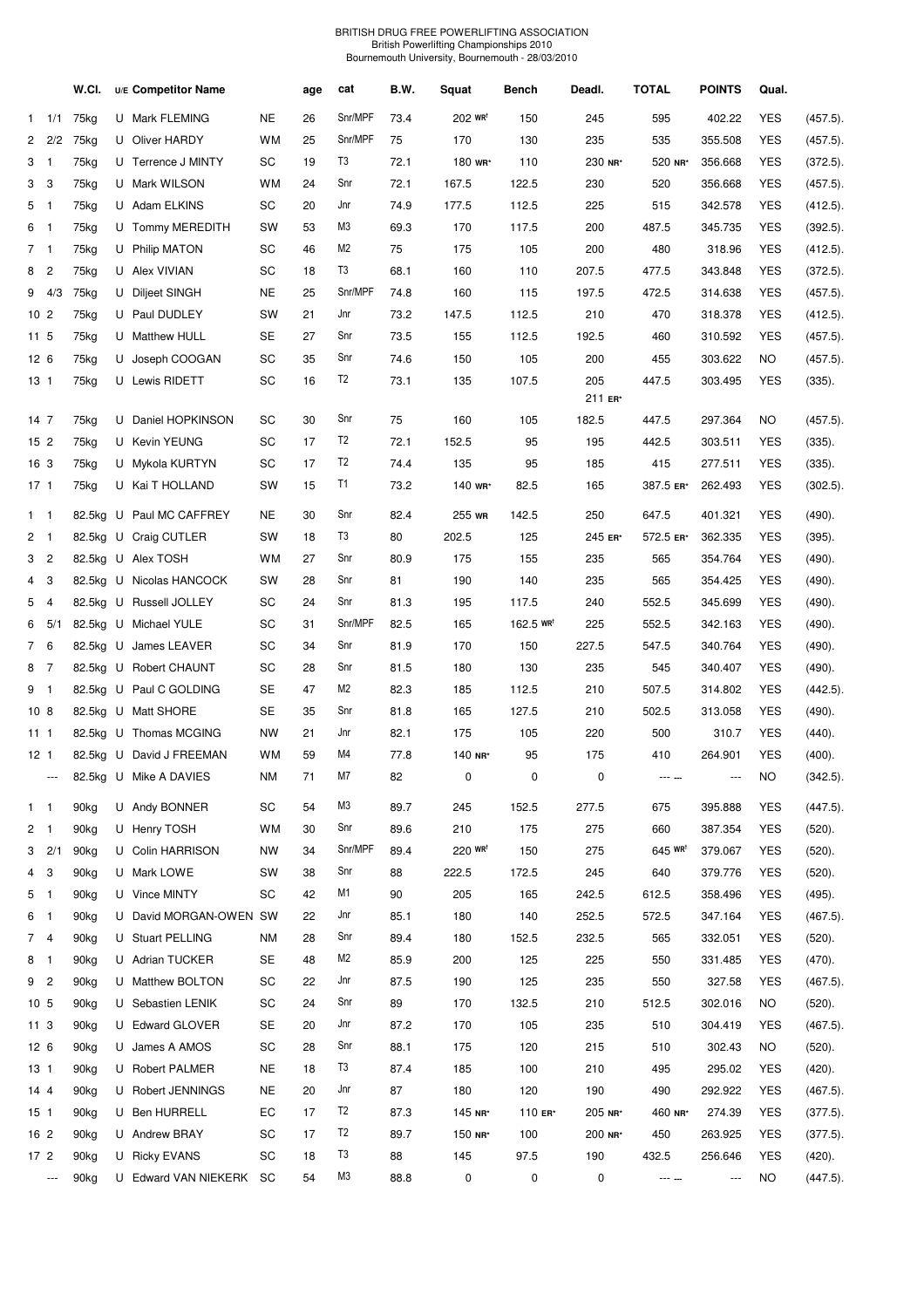BRITISH DRUG FREE POWERLIFTING ASSOCIATION
British Powerlifting Championships 2010
Bournemouth University, Bournemouth - 28/03/2010

| | | W.Cl. | U/E | Competitor Name | | age | cat | B.W. | Squat | Bench | Deadl. | TOTAL | POINTS | Qual. | |
|---|---|---|---|---|---|---|---|---|---|---|---|---|---|---|---|
| 1 | 1/1 | 75kg | U | Mark FLEMING | NE | 26 | Snr/MPF | 73.4 | 202 WR† | 150 | 245 | 595 | 402.22 | YES | (457.5). |
| 2 | 2/2 | 75kg | U | Oliver HARDY | WM | 25 | Snr/MPF | 75 | 170 | 130 | 235 | 535 | 355.508 | YES | (457.5). |
| 3 | 1 | 75kg | U | Terrence J MINTY | SC | 19 | T3 | 72.1 | 180 WR* | 110 | 230 NR* | 520 NR* | 356.668 | YES | (372.5). |
| 3 | 3 | 75kg | U | Mark WILSON | WM | 24 | Snr | 72.1 | 167.5 | 122.5 | 230 | 520 | 356.668 | YES | (457.5). |
| 5 | 1 | 75kg | U | Adam ELKINS | SC | 20 | Jnr | 74.9 | 177.5 | 112.5 | 225 | 515 | 342.578 | YES | (412.5). |
| 6 | 1 | 75kg | U | Tommy MEREDITH | SW | 53 | M3 | 69.3 | 170 | 117.5 | 200 | 487.5 | 345.735 | YES | (392.5). |
| 7 | 1 | 75kg | U | Philip MATON | SC | 46 | M2 | 75 | 175 | 105 | 200 | 480 | 318.96 | YES | (412.5). |
| 8 | 2 | 75kg | U | Alex VIVIAN | SC | 18 | T3 | 68.1 | 160 | 110 | 207.5 | 477.5 | 343.848 | YES | (372.5). |
| 9 | 4/3 | 75kg | U | Diljeet SINGH | NE | 25 | Snr/MPF | 74.8 | 160 | 115 | 197.5 | 472.5 | 314.638 | YES | (457.5). |
| 10 | 2 | 75kg | U | Paul DUDLEY | SW | 21 | Jnr | 73.2 | 147.5 | 112.5 | 210 | 470 | 318.378 | YES | (412.5). |
| 11 | 5 | 75kg | U | Matthew HULL | SE | 27 | Snr | 73.5 | 155 | 112.5 | 192.5 | 460 | 310.592 | YES | (457.5). |
| 12 | 6 | 75kg | U | Joseph COOGAN | SC | 35 | Snr | 74.6 | 150 | 105 | 200 | 455 | 303.622 | NO | (457.5). |
| 13 | 1 | 75kg | U | Lewis RIDETT | SC | 16 | T2 | 73.1 | 135 | 107.5 | 205 / 211 ER* | 447.5 | 303.495 | YES | (335). |
| 14 | 7 | 75kg | U | Daniel HOPKINSON | SC | 30 | Snr | 75 | 160 | 105 | 182.5 | 447.5 | 297.364 | NO | (457.5). |
| 15 | 2 | 75kg | U | Kevin YEUNG | SC | 17 | T2 | 72.1 | 152.5 | 95 | 195 | 442.5 | 303.511 | YES | (335). |
| 16 | 3 | 75kg | U | Mykola KURTYN | SC | 17 | T2 | 74.4 | 135 | 95 | 185 | 415 | 277.511 | YES | (335). |
| 17 | 1 | 75kg | U | Kai T HOLLAND | SW | 15 | T1 | 73.2 | 140 WR* | 82.5 | 165 | 387.5 ER* | 262.493 | YES | (302.5). |
| 1 | 1 | 82.5kg | U | Paul MC CAFFREY | NE | 30 | Snr | 82.4 | 255 WR | 142.5 | 250 | 647.5 | 401.321 | YES | (490). |
| 2 | 1 | 82.5kg | U | Craig CUTLER | SW | 18 | T3 | 80 | 202.5 | 125 | 245 ER* | 572.5 ER* | 362.335 | YES | (395). |
| 3 | 2 | 82.5kg | U | Alex TOSH | WM | 27 | Snr | 80.9 | 175 | 155 | 235 | 565 | 354.764 | YES | (490). |
| 4 | 3 | 82.5kg | U | Nicolas HANCOCK | SW | 28 | Snr | 81 | 190 | 140 | 235 | 565 | 354.425 | YES | (490). |
| 5 | 4 | 82.5kg | U | Russell JOLLEY | SC | 24 | Snr | 81.3 | 195 | 117.5 | 240 | 552.5 | 345.699 | YES | (490). |
| 6 | 5/1 | 82.5kg | U | Michael YULE | SC | 31 | Snr/MPF | 82.5 | 165 | 162.5 WR† | 225 | 552.5 | 342.163 | YES | (490). |
| 7 | 6 | 82.5kg | U | James LEAVER | SC | 34 | Snr | 81.9 | 170 | 150 | 227.5 | 547.5 | 340.764 | YES | (490). |
| 8 | 7 | 82.5kg | U | Robert CHAUNT | SC | 28 | Snr | 81.5 | 180 | 130 | 235 | 545 | 340.407 | YES | (490). |
| 9 | 1 | 82.5kg | U | Paul C GOLDING | SE | 47 | M2 | 82.3 | 185 | 112.5 | 210 | 507.5 | 314.802 | YES | (442.5). |
| 10 | 8 | 82.5kg | U | Matt SHORE | SE | 35 | Snr | 81.8 | 165 | 127.5 | 210 | 502.5 | 313.058 | YES | (490). |
| 11 | 1 | 82.5kg | U | Thomas MCGING | NW | 21 | Jnr | 82.1 | 175 | 105 | 220 | 500 | 310.7 | YES | (440). |
| 12 | 1 | 82.5kg | U | David J FREEMAN | WM | 59 | M4 | 77.8 | 140 NR* | 95 | 175 | 410 | 264.901 | YES | (400). |
| | --- | 82.5kg | U | Mike A DAVIES | NM | 71 | M7 | 82 | 0 | 0 | 0 | --- --- | --- | NO | (342.5). |
| 1 | 1 | 90kg | U | Andy BONNER | SC | 54 | M3 | 89.7 | 245 | 152.5 | 277.5 | 675 | 395.888 | YES | (447.5). |
| 2 | 1 | 90kg | U | Henry TOSH | WM | 30 | Snr | 89.6 | 210 | 175 | 275 | 660 | 387.354 | YES | (520). |
| 3 | 2/1 | 90kg | U | Colin HARRISON | NW | 34 | Snr/MPF | 89.4 | 220 WR† | 150 | 275 | 645 WR† | 379.067 | YES | (520). |
| 4 | 3 | 90kg | U | Mark LOWE | SW | 38 | Snr | 88 | 222.5 | 172.5 | 245 | 640 | 379.776 | YES | (520). |
| 5 | 1 | 90kg | U | Vince MINTY | SC | 42 | M1 | 90 | 205 | 165 | 242.5 | 612.5 | 358.496 | YES | (495). |
| 6 | 1 | 90kg | U | David MORGAN-OWEN | SW | 22 | Jnr | 85.1 | 180 | 140 | 252.5 | 572.5 | 347.164 | YES | (467.5). |
| 7 | 4 | 90kg | U | Stuart PELLING | NM | 28 | Snr | 89.4 | 180 | 152.5 | 232.5 | 565 | 332.051 | YES | (520). |
| 8 | 1 | 90kg | U | Adrian TUCKER | SE | 48 | M2 | 85.9 | 200 | 125 | 225 | 550 | 331.485 | YES | (470). |
| 9 | 2 | 90kg | U | Matthew BOLTON | SC | 22 | Jnr | 87.5 | 190 | 125 | 235 | 550 | 327.58 | YES | (467.5). |
| 10 | 5 | 90kg | U | Sebastien LENIK | SC | 24 | Snr | 89 | 170 | 132.5 | 210 | 512.5 | 302.016 | NO | (520). |
| 11 | 3 | 90kg | U | Edward GLOVER | SE | 20 | Jnr | 87.2 | 170 | 105 | 235 | 510 | 304.419 | YES | (467.5). |
| 12 | 6 | 90kg | U | James A AMOS | SC | 28 | Snr | 88.1 | 175 | 120 | 215 | 510 | 302.43 | NO | (520). |
| 13 | 1 | 90kg | U | Robert PALMER | NE | 18 | T3 | 87.4 | 185 | 100 | 210 | 495 | 295.02 | YES | (420). |
| 14 | 4 | 90kg | U | Robert JENNINGS | NE | 20 | Jnr | 87 | 180 | 120 | 190 | 490 | 292.922 | YES | (467.5). |
| 15 | 1 | 90kg | U | Ben HURRELL | EC | 17 | T2 | 87.3 | 145 NR* | 110 ER* | 205 NR* | 460 NR* | 274.39 | YES | (377.5). |
| 16 | 2 | 90kg | U | Andrew BRAY | SC | 17 | T2 | 89.7 | 150 NR* | 100 | 200 NR* | 450 | 263.925 | YES | (377.5). |
| 17 | 2 | 90kg | U | Ricky EVANS | SC | 18 | T3 | 88 | 145 | 97.5 | 190 | 432.5 | 256.646 | YES | (420). |
| | --- | 90kg | U | Edward VAN NIEKERK | SC | 54 | M3 | 88.8 | 0 | 0 | 0 | --- --- | --- | NO | (447.5). |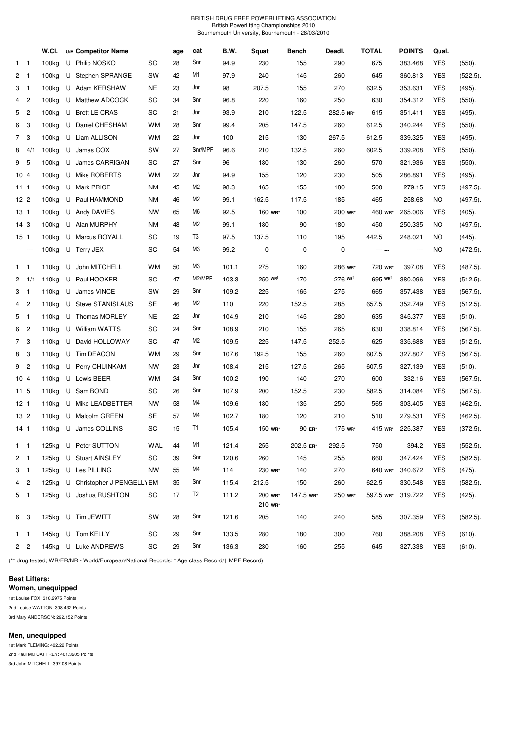BRITISH DRUG FREE POWERLIFTING ASSOCIATION
British Powerlifting Championships 2010
Bournemouth University, Bournemouth - 28/03/2010

| | | W.Cl. | U/E | Competitor Name | | age | cat | B.W. | Squat | Bench | Deadl. | TOTAL | POINTS | Qual. | |
|---|---|---|---|---|---|---|---|---|---|---|---|---|---|---|---|
| 1 | 1 | 100kg | U | Philip NOSKO | SC | 28 | Snr | 94.9 | 230 | 155 | 290 | 675 | 383.468 | YES | (550). |
| 2 | 1 | 100kg | U | Stephen SPRANGE | SW | 42 | M1 | 97.9 | 240 | 145 | 260 | 645 | 360.813 | YES | (522.5). |
| 3 | 1 | 100kg | U | Adam KERSHAW | NE | 23 | Jnr | 98 | 207.5 | 155 | 270 | 632.5 | 353.631 | YES | (495). |
| 4 | 2 | 100kg | U | Matthew ADCOCK | SC | 34 | Snr | 96.8 | 220 | 160 | 250 | 630 | 354.312 | YES | (550). |
| 5 | 2 | 100kg | U | Brett LE CRAS | SC | 21 | Jnr | 93.9 | 210 | 122.5 | 282.5 NR* | 615 | 351.411 | YES | (495). |
| 6 | 3 | 100kg | U | Daniel CHESHAM | WM | 28 | Snr | 99.4 | 205 | 147.5 | 260 | 612.5 | 340.244 | YES | (550). |
| 7 | 3 | 100kg | U | Liam ALLISON | WM | 22 | Jnr | 100 | 215 | 130 | 267.5 | 612.5 | 339.325 | YES | (495). |
| 8 | 4/1 | 100kg | U | James COX | SW | 27 | Snr/MPF | 96.6 | 210 | 132.5 | 260 | 602.5 | 339.208 | YES | (550). |
| 9 | 5 | 100kg | U | James CARRIGAN | SC | 27 | Snr | 96 | 180 | 130 | 260 | 570 | 321.936 | YES | (550). |
| 10 | 4 | 100kg | U | Mike ROBERTS | WM | 22 | Jnr | 94.9 | 155 | 120 | 230 | 505 | 286.891 | YES | (495). |
| 11 | 1 | 100kg | U | Mark PRICE | NM | 45 | M2 | 98.3 | 165 | 155 | 180 | 500 | 279.15 | YES | (497.5). |
| 12 | 2 | 100kg | U | Paul HAMMOND | NM | 46 | M2 | 99.1 | 162.5 | 117.5 | 185 | 465 | 258.68 | NO | (497.5). |
| 13 | 1 | 100kg | U | Andy DAVIES | NW | 65 | M6 | 92.5 | 160 WR* | 100 | 200 WR* | 460 WR* | 265.006 | YES | (405). |
| 14 | 3 | 100kg | U | Alan MURPHY | NM | 48 | M2 | 99.1 | 180 | 90 | 180 | 450 | 250.335 | NO | (497.5). |
| 15 | 1 | 100kg | U | Marcus ROYALL | SC | 19 | T3 | 97.5 | 137.5 | 110 | 195 | 442.5 | 248.021 | NO | (445). |
| | --- | 100kg | U | Terry JEX | SC | 54 | M3 | 99.2 | 0 | 0 | 0 | --- --- | --- | NO | (472.5). |
| 1 | 1 | 110kg | U | John MITCHELL | WM | 50 | M3 | 101.1 | 275 | 160 | 286 WR* | 720 WR* | 397.08 | YES | (487.5). |
| 2 | 1/1 | 110kg | U | Paul HOOKER | SC | 47 | M2/MPF | 103.3 | 250 WR† | 170 | 276 WR† | 695 WR† | 380.096 | YES | (512.5). |
| 3 | 1 | 110kg | U | James VINCE | SW | 29 | Snr | 109.2 | 225 | 165 | 275 | 665 | 357.438 | YES | (567.5). |
| 4 | 2 | 110kg | U | Steve STANISLAUS | SE | 46 | M2 | 110 | 220 | 152.5 | 285 | 657.5 | 352.749 | YES | (512.5). |
| 5 | 1 | 110kg | U | Thomas MORLEY | NE | 22 | Jnr | 104.9 | 210 | 145 | 280 | 635 | 345.377 | YES | (510). |
| 6 | 2 | 110kg | U | William WATTS | SC | 24 | Snr | 108.9 | 210 | 155 | 265 | 630 | 338.814 | YES | (567.5). |
| 7 | 3 | 110kg | U | David HOLLOWAY | SC | 47 | M2 | 109.5 | 225 | 147.5 | 252.5 | 625 | 335.688 | YES | (512.5). |
| 8 | 3 | 110kg | U | Tim DEACON | WM | 29 | Snr | 107.6 | 192.5 | 155 | 260 | 607.5 | 327.807 | YES | (567.5). |
| 9 | 2 | 110kg | U | Perry CHUINKAM | NW | 23 | Jnr | 108.4 | 215 | 127.5 | 265 | 607.5 | 327.139 | YES | (510). |
| 10 | 4 | 110kg | U | Lewis BEER | WM | 24 | Snr | 100.2 | 190 | 140 | 270 | 600 | 332.16 | YES | (567.5). |
| 11 | 5 | 110kg | U | Sam BOND | SC | 26 | Snr | 107.9 | 200 | 152.5 | 230 | 582.5 | 314.084 | YES | (567.5). |
| 12 | 1 | 110kg | U | Mike LEADBETTER | NW | 58 | M4 | 109.6 | 180 | 135 | 250 | 565 | 303.405 | YES | (462.5). |
| 13 | 2 | 110kg | U | Malcolm GREEN | SE | 57 | M4 | 102.7 | 180 | 120 | 210 | 510 | 279.531 | YES | (462.5). |
| 14 | 1 | 110kg | U | James COLLINS | SC | 15 | T1 | 105.4 | 150 WR* | 90 ER* | 175 WR* | 415 WR* | 225.387 | YES | (372.5). |
| 1 | 1 | 125kg | U | Peter SUTTON | WAL | 44 | M1 | 121.4 | 255 | 202.5 ER* | 292.5 | 750 | 394.2 | YES | (552.5). |
| 2 | 1 | 125kg | U | Stuart AINSLEY | SC | 39 | Snr | 120.6 | 260 | 145 | 255 | 660 | 347.424 | YES | (582.5). |
| 3 | 1 | 125kg | U | Les PILLING | NW | 55 | M4 | 114 | 230 WR* | 140 | 270 | 640 WR* | 340.672 | YES | (475). |
| 4 | 2 | 125kg | U | Christopher J PENGELLY | EM | 35 | Snr | 115.4 | 212.5 | 150 | 260 | 622.5 | 330.548 | YES | (582.5). |
| 5 | 1 | 125kg | U | Joshua RUSHTON | SC | 17 | T2 | 111.2 | 200 WR* 210 WR* | 147.5 WR* | 250 WR* | 597.5 WR* | 319.722 | YES | (425). |
| 6 | 3 | 125kg | U | Tim JEWITT | SW | 28 | Snr | 121.6 | 205 | 140 | 240 | 585 | 307.359 | YES | (582.5). |
| 1 | 1 | 145kg | U | Tom KELLY | SC | 29 | Snr | 133.5 | 280 | 180 | 300 | 760 | 388.208 | YES | (610). |
| 2 | 2 | 145kg | U | Luke ANDREWS | SC | 29 | Snr | 136.3 | 230 | 160 | 255 | 645 | 327.338 | YES | (610). |

(** drug tested; WR/ER/NR - World/European/National Records: * Age class Record/† MPF Record)

**Best Lifters:**

**Women, unequipped**

1st Louise FOX: 310.2975 Points
2nd Louise WATTON: 308.432 Points
3rd Mary ANDERSON: 292.152 Points

**Men, unequipped**

1st Mark FLEMING: 402.22 Points
2nd Paul MC CAFFREY: 401.3205 Points
3rd John MITCHELL: 397.08 Points